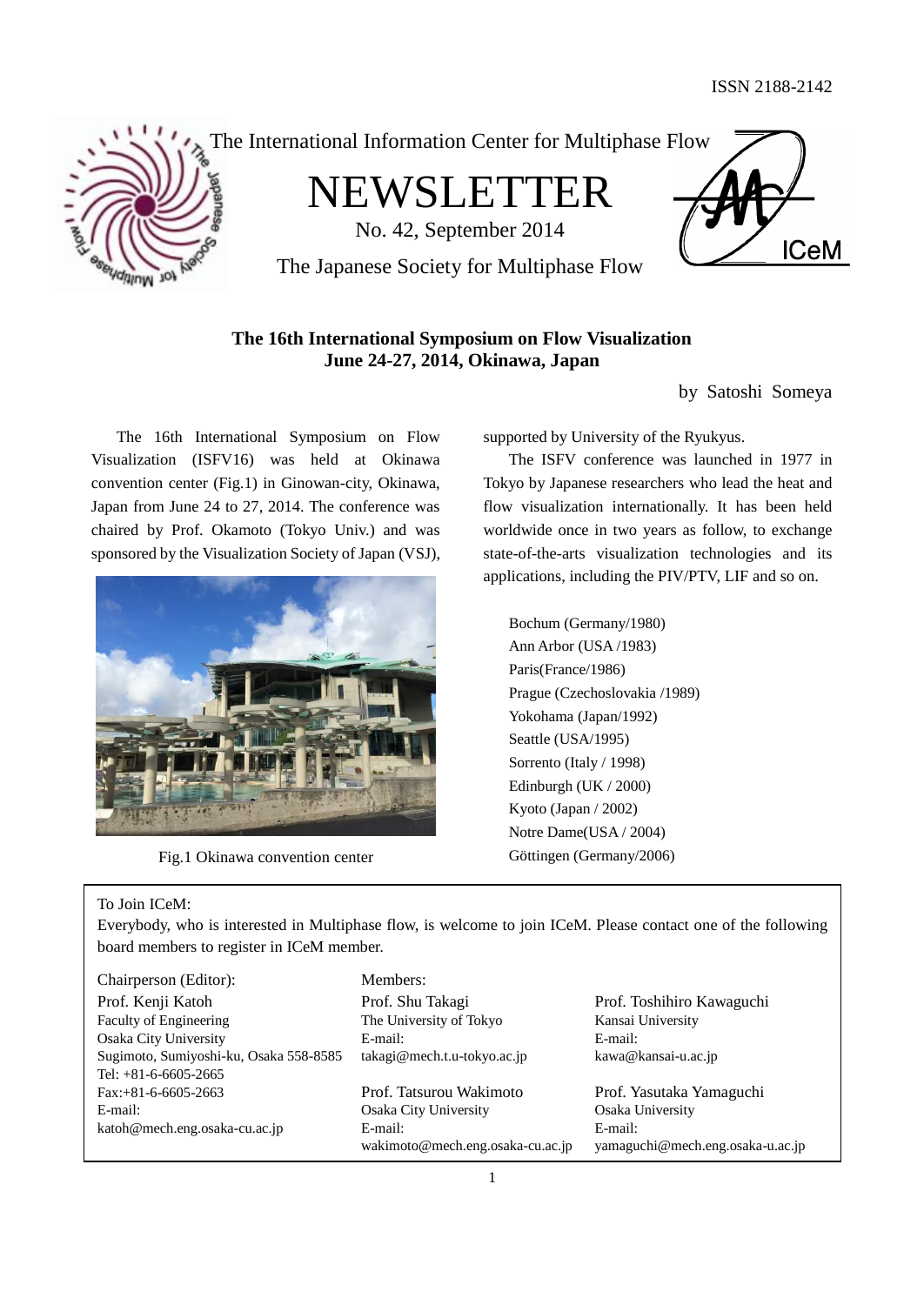ISSN 2188-2142

The International Information Center for Multiphase Flow

# NEWSLETTER

No. 42, September 2014

The Japanese Society for Multiphase Flow

## The 16th International Symposium on Flow Visualization
## June 24-27, 2014, Okinawa, Japan

by Satoshi Someya

The 16th International Symposium on Flow Visualization (ISFV16) was held at Okinawa convention center (Fig.1) in Ginowan-city, Okinawa, Japan from June 24 to 27, 2014. The conference was chaired by Prof. Okamoto (Tokyo Univ.) and was sponsored by the Visualization Society of Japan (VSJ), supported by University of the Ryukyus.

Fig.1 Okinawa convention center

The ISFV conference was launched in 1977 in Tokyo by Japanese researchers who lead the heat and flow visualization internationally. It has been held worldwide once in two years as follow, to exchange state-of-the-arts visualization technologies and its applications, including the PIV/PTV, LIF and so on.

Bochum (Germany/1980)
Ann Arbor (USA /1983)
Paris(France/1986)
Prague (Czechoslovakia /1989)
Yokohama (Japan/1992)
Seattle (USA/1995)
Sorrento (Italy / 1998)
Edinburgh (UK / 2000)
Kyoto (Japan / 2002)
Notre Dame(USA / 2004)
Göttingen (Germany/2006)

---

To Join ICeM:
Everybody, who is interested in Multiphase flow, is welcome to join ICeM. Please contact one of the following board members to register in ICeM member.

Chairperson (Editor):
Prof. Kenji Katoh
Faculty of Engineering
Osaka City University
Sugimoto, Sumiyoshi-ku, Osaka 558-8585
Tel: +81-6-6605-2665
Fax:+81-6-6605-2663
E-mail:
katoh@mech.eng.osaka-cu.ac.jp

Members:
Prof. Shu Takagi
The University of Tokyo
E-mail:
takagi@mech.t.u-tokyo.ac.jp

Prof. Tatsurou Wakimoto
Osaka City University
E-mail:
wakimoto@mech.eng.osaka-cu.ac.jp

Prof. Toshihiro Kawaguchi
Kansai University
E-mail:
kawa@kansai-u.ac.jp

Prof. Yasutaka Yamaguchi
Osaka University
E-mail:
yamaguchi@mech.eng.osaka-u.ac.jp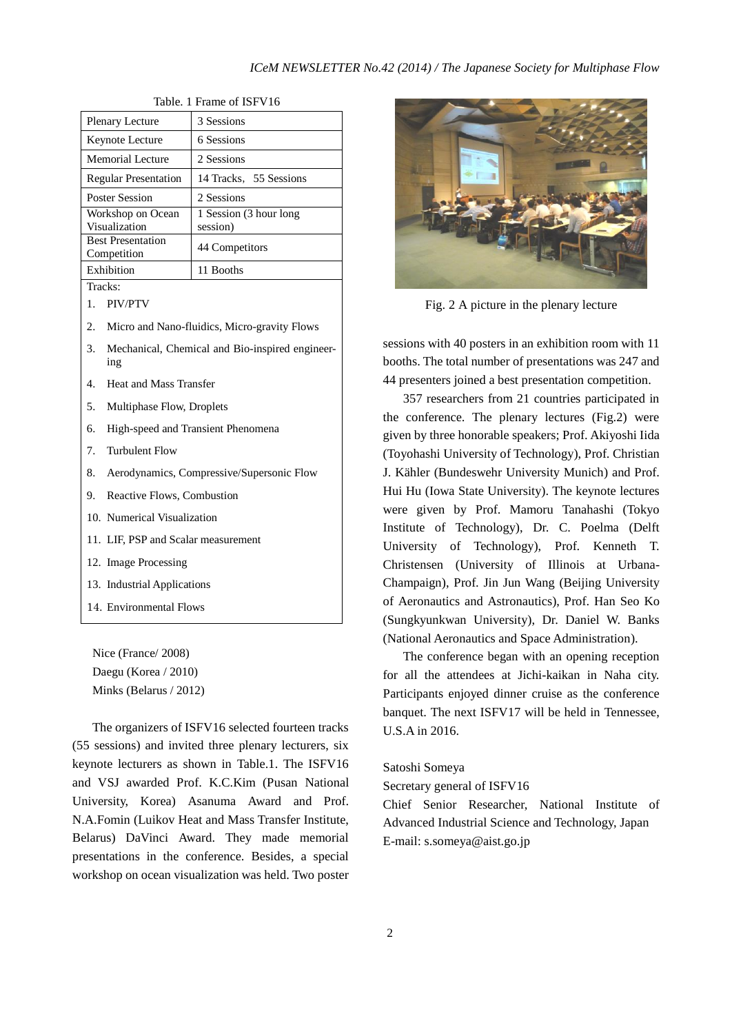Table. 1 Frame of ISFV16

| Plenary Lecture | 3 Sessions |
|---|---|
| Keynote Lecture | 6 Sessions |
| Memorial Lecture | 2 Sessions |
| Regular Presentation | 14 Tracks, 55 Sessions |
| Poster Session | 2 Sessions |
| Workshop on Ocean Visualization | 1 Session (3 hour long session) |
| Best Presentation Competition | 44 Competitors |
| Exhibition | 11 Booths |

Tracks:

1. PIV/PTV
2. Micro and Nano-fluidics, Micro-gravity Flows
3. Mechanical, Chemical and Bio-inspired engineering
4. Heat and Mass Transfer
5. Multiphase Flow, Droplets
6. High-speed and Transient Phenomena
7. Turbulent Flow
8. Aerodynamics, Compressive/Supersonic Flow
9. Reactive Flows, Combustion
10. Numerical Visualization
11. LIF, PSP and Scalar measurement
12. Image Processing
13. Industrial Applications
14. Environmental Flows

Nice (France/ 2008)
Daegu (Korea / 2010)
Minks (Belarus / 2012)

The organizers of ISFV16 selected fourteen tracks (55 sessions) and invited three plenary lecturers, six keynote lecturers as shown in Table.1. The ISFV16 and VSJ awarded Prof. K.C.Kim (Pusan National University, Korea) Asanuma Award and Prof. N.A.Fomin (Luikov Heat and Mass Transfer Institute, Belarus) DaVinci Award. They made memorial presentations in the conference. Besides, a special workshop on ocean visualization was held. Two poster sessions with 40 posters in an exhibition room with 11 booths. The total number of presentations was 247 and 44 presenters joined a best presentation competition.

Fig. 2 A picture in the plenary lecture

357 researchers from 21 countries participated in the conference. The plenary lectures (Fig.2) were given by three honorable speakers; Prof. Akiyoshi Iida (Toyohashi University of Technology), Prof. Christian J. Kähler (Bundeswehr University Munich) and Prof. Hui Hu (Iowa State University). The keynote lectures were given by Prof. Mamoru Tanahashi (Tokyo Institute of Technology), Dr. C. Poelma (Delft University of Technology), Prof. Kenneth T. Christensen (University of Illinois at Urbana-Champaign), Prof. Jin Jun Wang (Beijing University of Aeronautics and Astronautics), Prof. Han Seo Ko (Sungkyunkwan University), Dr. Daniel W. Banks (National Aeronautics and Space Administration).

The conference began with an opening reception for all the attendees at Jichi-kaikan in Naha city. Participants enjoyed dinner cruise as the conference banquet. The next ISFV17 will be held in Tennessee, U.S.A in 2016.

Satoshi Someya
Secretary general of ISFV16
Chief Senior Researcher, National Institute of Advanced Industrial Science and Technology, Japan
E-mail: s.someya@aist.go.jp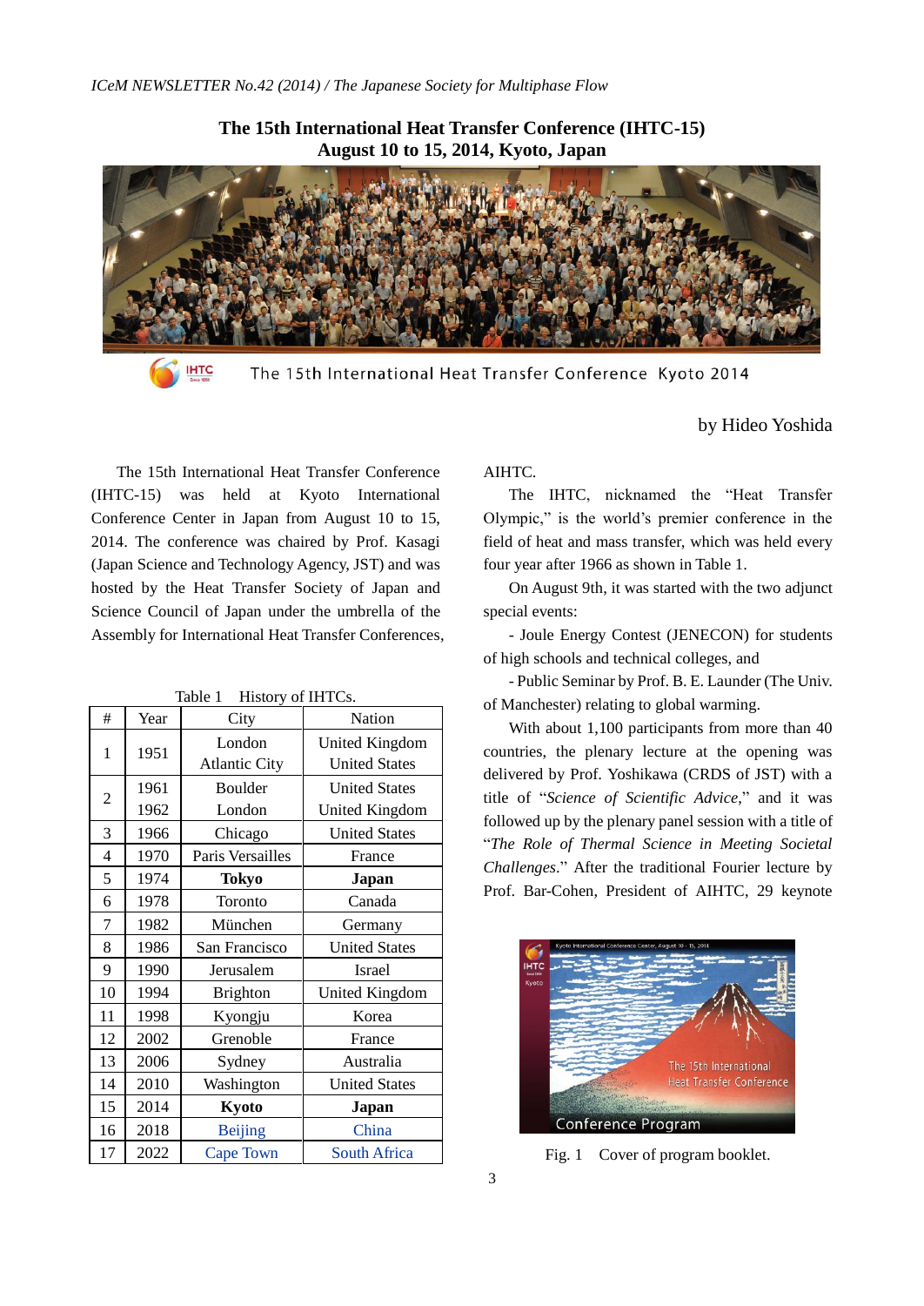# The 15th International Heat Transfer Conference (IHTC-15)
## August 10 to 15, 2014, Kyoto, Japan

The 15th International Heat Transfer Conference Kyoto 2014

by Hideo Yoshida

The 15th International Heat Transfer Conference (IHTC-15) was held at Kyoto International Conference Center in Japan from August 10 to 15, 2014. The conference was chaired by Prof. Kasagi (Japan Science and Technology Agency, JST) and was hosted by the Heat Transfer Society of Japan and Science Council of Japan under the umbrella of the Assembly for International Heat Transfer Conferences, AIHTC.

Table 1 History of IHTCs.

| # | Year | City | Nation |
|---|---|---|---|
| 1 | 1951 | London<br>Atlantic City | United Kingdom<br>United States |
| 2 | 1961<br>1962 | Boulder<br>London | United States<br>United Kingdom |
| 3 | 1966 | Chicago | United States |
| 4 | 1970 | Paris Versailles | France |
| 5 | 1974 | **Tokyo** | **Japan** |
| 6 | 1978 | Toronto | Canada |
| 7 | 1982 | München | Germany |
| 8 | 1986 | San Francisco | United States |
| 9 | 1990 | Jerusalem | Israel |
| 10 | 1994 | Brighton | United Kingdom |
| 11 | 1998 | Kyongju | Korea |
| 12 | 2002 | Grenoble | France |
| 13 | 2006 | Sydney | Australia |
| 14 | 2010 | Washington | United States |
| 15 | 2014 | **Kyoto** | **Japan** |
| 16 | 2018 | Beijing | China |
| 17 | 2022 | Cape Town | South Africa |

The IHTC, nicknamed the "Heat Transfer Olympic," is the world's premier conference in the field of heat and mass transfer, which was held every four year after 1966 as shown in Table 1.

On August 9th, it was started with the two adjunct special events:

- Joule Energy Contest (JENECON) for students of high schools and technical colleges, and

- Public Seminar by Prof. B. E. Launder (The Univ. of Manchester) relating to global warming.

With about 1,100 participants from more than 40 countries, the plenary lecture at the opening was delivered by Prof. Yoshikawa (CRDS of JST) with a title of "*Science of Scientific Advice*," and it was followed up by the plenary panel session with a title of "*The Role of Thermal Science in Meeting Societal Challenges*." After the traditional Fourier lecture by Prof. Bar-Cohen, President of AIHTC, 29 keynote

Fig. 1 Cover of program booklet.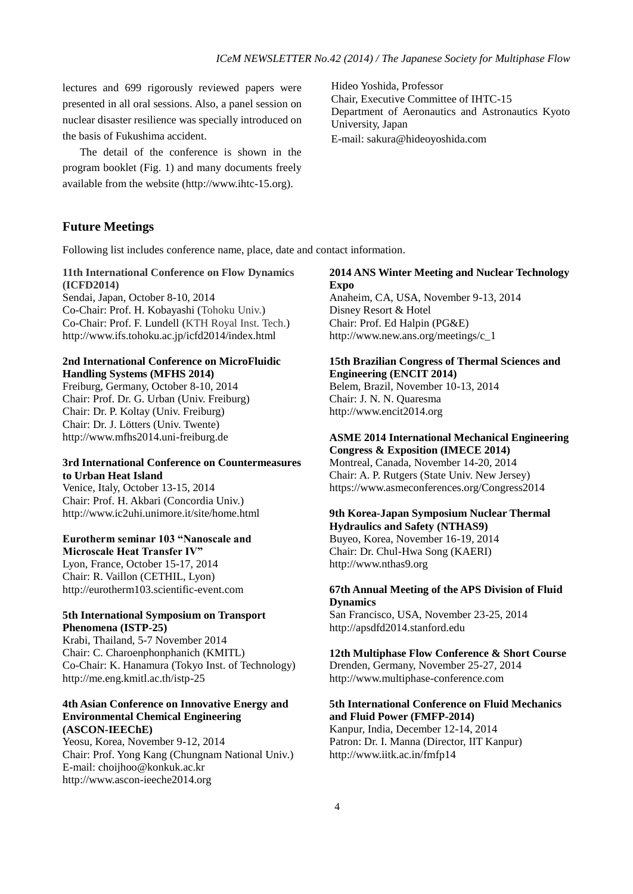lectures and 699 rigorously reviewed papers were presented in all oral sessions. Also, a panel session on nuclear disaster resilience was specially introduced on the basis of Fukushima accident.

The detail of the conference is shown in the program booklet (Fig. 1) and many documents freely available from the website (http://www.ihtc-15.org).

Hideo Yoshida, Professor
Chair, Executive Committee of IHTC-15
Department of Aeronautics and Astronautics Kyoto University, Japan
E-mail: sakura@hideoyoshida.com

## Future Meetings

Following list includes conference name, place, date and contact information.

**11th International Conference on Flow Dynamics (ICFD2014)**
Sendai, Japan, October 8-10, 2014
Co-Chair: Prof. H. Kobayashi (Tohoku Univ.)
Co-Chair: Prof. F. Lundell (KTH Royal Inst. Tech.)
http://www.ifs.tohoku.ac.jp/icfd2014/index.html

**2nd International Conference on MicroFluidic Handling Systems (MFHS 2014)**
Freiburg, Germany, October 8-10, 2014
Chair: Prof. Dr. G. Urban (Univ. Freiburg)
Chair: Dr. P. Koltay (Univ. Freiburg)
Chair: Dr. J. Lötters (Univ. Twente)
http://www.mfhs2014.uni-freiburg.de

**3rd International Conference on Countermeasures to Urban Heat Island**
Venice, Italy, October 13-15, 2014
Chair: Prof. H. Akbari (Concordia Univ.)
http://www.ic2uhi.unimore.it/site/home.html

**Eurotherm seminar 103 "Nanoscale and Microscale Heat Transfer IV"**
Lyon, France, October 15-17, 2014
Chair: R. Vaillon (CETHIL, Lyon)
http://eurotherm103.scientific-event.com

**5th International Symposium on Transport Phenomena (ISTP-25)**
Krabi, Thailand, 5-7 November 2014
Chair: C. Charoenphonphanich (KMITL)
Co-Chair: K. Hanamura (Tokyo Inst. of Technology)
http://me.eng.kmitl.ac.th/istp-25

**4th Asian Conference on Innovative Energy and Environmental Chemical Engineering (ASCON-IEEChE)**
Yeosu, Korea, November 9-12, 2014
Chair: Prof. Yong Kang (Chungnam National Univ.)
E-mail: choijhoo@konkuk.ac.kr
http://www.ascon-ieeche2014.org

**2014 ANS Winter Meeting and Nuclear Technology Expo**
Anaheim, CA, USA, November 9-13, 2014
Disney Resort & Hotel
Chair: Prof. Ed Halpin (PG&E)
http://www.new.ans.org/meetings/c_1

**15th Brazilian Congress of Thermal Sciences and Engineering (ENCIT 2014)**
Belem, Brazil, November 10-13, 2014
Chair: J. N. N. Quaresma
http://www.encit2014.org

**ASME 2014 International Mechanical Engineering Congress & Exposition (IMECE 2014)**
Montreal, Canada, November 14-20, 2014
Chair: A. P. Rutgers (State Univ. New Jersey)
https://www.asmeconferences.org/Congress2014

**9th Korea-Japan Symposium Nuclear Thermal Hydraulics and Safety (NTHAS9)**
Buyeo, Korea, November 16-19, 2014
Chair: Dr. Chul-Hwa Song (KAERI)
http://www.nthas9.org

**67th Annual Meeting of the APS Division of Fluid Dynamics**
San Francisco, USA, November 23-25, 2014
http://apsdfd2014.stanford.edu

**12th Multiphase Flow Conference & Short Course**
Drenden, Germany, November 25-27, 2014
http://www.multiphase-conference.com

**5th International Conference on Fluid Mechanics and Fluid Power (FMFP-2014)**
Kanpur, India, December 12-14, 2014
Patron: Dr. I. Manna (Director, IIT Kanpur)
http://www.iitk.ac.in/fmfp14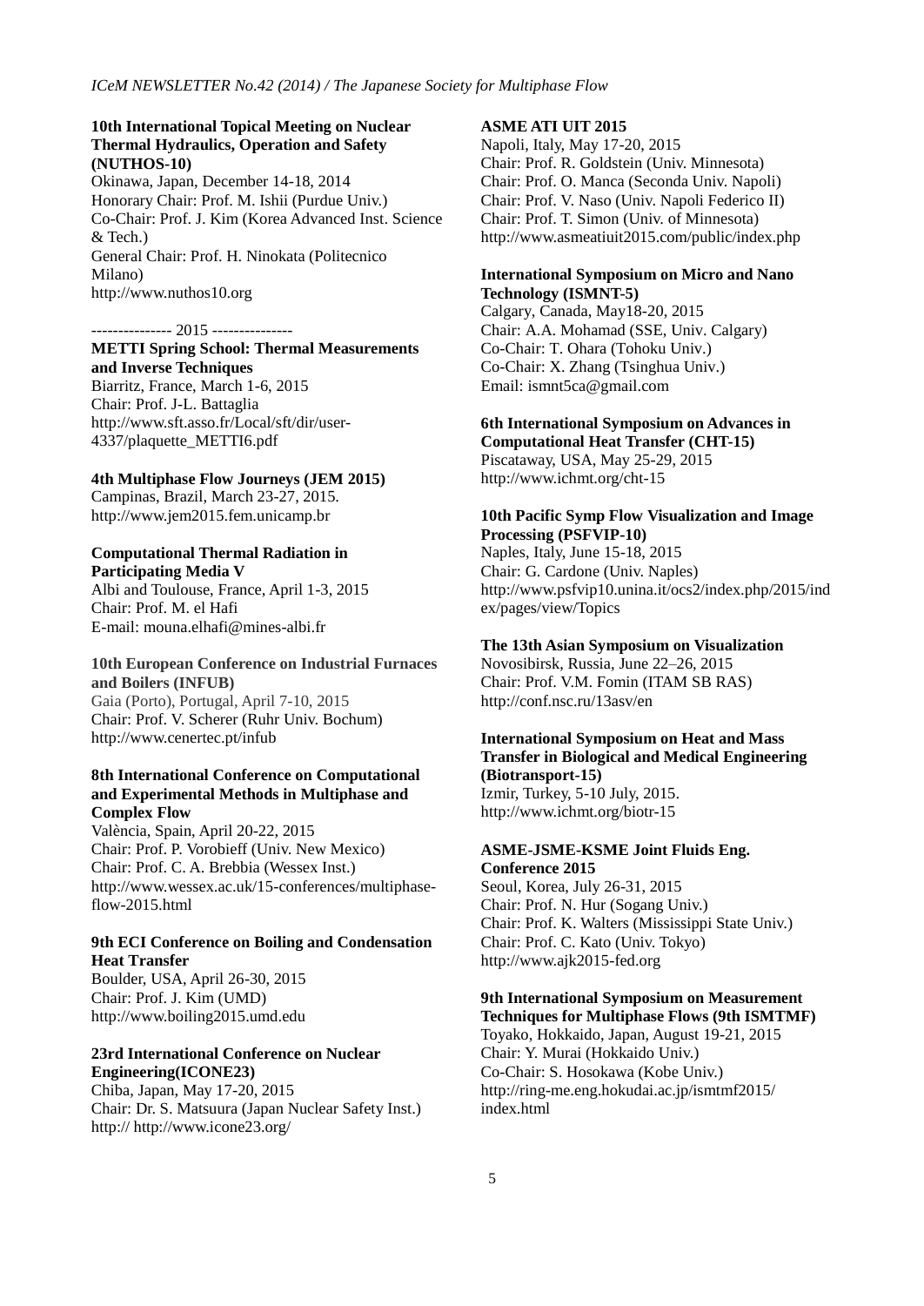**10th International Topical Meeting on Nuclear Thermal Hydraulics, Operation and Safety (NUTHOS-10)**
Okinawa, Japan, December 14-18, 2014
Honorary Chair: Prof. M. Ishii (Purdue Univ.)
Co-Chair: Prof. J. Kim (Korea Advanced Inst. Science & Tech.)
General Chair: Prof. H. Ninokata (Politecnico Milano)
http://www.nuthos10.org

--------------- 2015 ---------------

**METTI Spring School: Thermal Measurements and Inverse Techniques**
Biarritz, France, March 1-6, 2015
Chair: Prof. J-L. Battaglia
http://www.sft.asso.fr/Local/sft/dir/user-4337/plaquette_METTI6.pdf

**4th Multiphase Flow Journeys (JEM 2015)**
Campinas, Brazil, March 23-27, 2015.
http://www.jem2015.fem.unicamp.br

**Computational Thermal Radiation in Participating Media V**
Albi and Toulouse, France, April 1-3, 2015
Chair: Prof. M. el Hafi
E-mail: mouna.elhafi@mines-albi.fr

**10th European Conference on Industrial Furnaces and Boilers (INFUB)**
Gaia (Porto), Portugal, April 7-10, 2015
Chair: Prof. V. Scherer (Ruhr Univ. Bochum)
http://www.cenertec.pt/infub

**8th International Conference on Computational and Experimental Methods in Multiphase and Complex Flow**
València, Spain, April 20-22, 2015
Chair: Prof. P. Vorobieff (Univ. New Mexico)
Chair: Prof. C. A. Brebbia (Wessex Inst.)
http://www.wessex.ac.uk/15-conferences/multiphase-flow-2015.html

**9th ECI Conference on Boiling and Condensation Heat Transfer**
Boulder, USA, April 26-30, 2015
Chair: Prof. J. Kim (UMD)
http://www.boiling2015.umd.edu

**23rd International Conference on Nuclear Engineering(ICONE23)**
Chiba, Japan, May 17-20, 2015
Chair: Dr. S. Matsuura (Japan Nuclear Safety Inst.)
http:// http://www.icone23.org/

**ASME ATI UIT 2015**
Napoli, Italy, May 17-20, 2015
Chair: Prof. R. Goldstein (Univ. Minnesota)
Chair: Prof. O. Manca (Seconda Univ. Napoli)
Chair: Prof. V. Naso (Univ. Napoli Federico II)
Chair: Prof. T. Simon (Univ. of Minnesota)
http://www.asmeatiuit2015.com/public/index.php

**International Symposium on Micro and Nano Technology (ISMNT-5)**
Calgary, Canada, May18-20, 2015
Chair: A.A. Mohamad (SSE, Univ. Calgary)
Co-Chair: T. Ohara (Tohoku Univ.)
Co-Chair: X. Zhang (Tsinghua Univ.)
Email: ismnt5ca@gmail.com

**6th International Symposium on Advances in Computational Heat Transfer (CHT-15)**
Piscataway, USA, May 25-29, 2015
http://www.ichmt.org/cht-15

**10th Pacific Symp Flow Visualization and Image Processing (PSFVIP-10)**
Naples, Italy, June 15-18, 2015
Chair: G. Cardone (Univ. Naples)
http://www.psfvip10.unina.it/ocs2/index.php/2015/index/pages/view/Topics

**The 13th Asian Symposium on Visualization**
Novosibirsk, Russia, June 22–26, 2015
Chair: Prof. V.M. Fomin (ITAM SB RAS)
http://conf.nsc.ru/13asv/en

**International Symposium on Heat and Mass Transfer in Biological and Medical Engineering (Biotransport-15)**
Izmir, Turkey, 5-10 July, 2015.
http://www.ichmt.org/biotr-15

**ASME-JSME-KSME Joint Fluids Eng. Conference 2015**
Seoul, Korea, July 26-31, 2015
Chair: Prof. N. Hur (Sogang Univ.)
Chair: Prof. K. Walters (Mississippi State Univ.)
Chair: Prof. C. Kato (Univ. Tokyo)
http://www.ajk2015-fed.org

**9th International Symposium on Measurement Techniques for Multiphase Flows (9th ISMTMF)**
Toyako, Hokkaido, Japan, August 19-21, 2015
Chair: Y. Murai (Hokkaido Univ.)
Co-Chair: S. Hosokawa (Kobe Univ.)
http://ring-me.eng.hokudai.ac.jp/ismtmf2015/index.html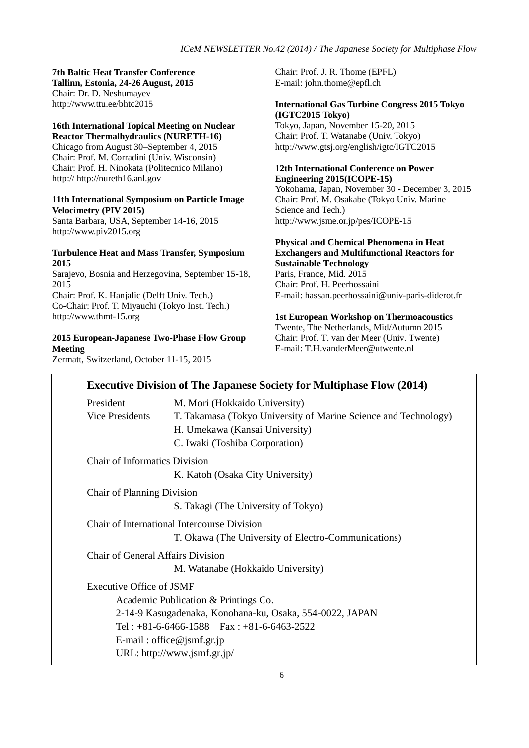**7th Baltic Heat Transfer Conference**
**Tallinn, Estonia, 24-26 August, 2015**
Chair: Dr. D. Neshumayev
http://www.ttu.ee/bhtc2015

**16th International Topical Meeting on Nuclear Reactor Thermalhydraulics (NURETH-16)**
Chicago from August 30–September 4, 2015
Chair: Prof. M. Corradini (Univ. Wisconsin)
Chair: Prof. H. Ninokata (Politecnico Milano)
http:// http://nureth16.anl.gov

**11th International Symposium on Particle Image Velocimetry (PIV 2015)**
Santa Barbara, USA, September 14-16, 2015
http://www.piv2015.org

**Turbulence Heat and Mass Transfer, Symposium 2015**
Sarajevo, Bosnia and Herzegovina, September 15-18, 2015
Chair: Prof. K. Hanjalic (Delft Univ. Tech.)
Co-Chair: Prof. T. Miyauchi (Tokyo Inst. Tech.)
http://www.thmt-15.org

**2015 European-Japanese Two-Phase Flow Group Meeting**
Zermatt, Switzerland, October 11-15, 2015
Chair: Prof. J. R. Thome (EPFL)
E-mail: john.thome@epfl.ch

**International Gas Turbine Congress 2015 Tokyo (IGTC2015 Tokyo)**
Tokyo, Japan, November 15-20, 2015
Chair: Prof. T. Watanabe (Univ. Tokyo)
http://www.gtsj.org/english/igtc/IGTC2015

**12th International Conference on Power Engineering 2015(ICOPE-15)**
Yokohama, Japan, November 30 - December 3, 2015
Chair: Prof. M. Osakabe (Tokyo Univ. Marine Science and Tech.)
http://www.jsme.or.jp/pes/ICOPE-15

**Physical and Chemical Phenomena in Heat Exchangers and Multifunctional Reactors for Sustainable Technology**
Paris, France, Mid. 2015
Chair: Prof. H. Peerhossaini
E-mail: hassan.peerhossaini@univ-paris-diderot.fr

**1st European Workshop on Thermoacoustics**
Twente, The Netherlands, Mid/Autumn 2015
Chair: Prof. T. van der Meer (Univ. Twente)
E-mail: T.H.vanderMeer@utwente.nl

## Executive Division of The Japanese Society for Multiphase Flow (2014)

President: M. Mori (Hokkaido University)

Vice Presidents:
T. Takamasa (Tokyo University of Marine Science and Technology)
H. Umekawa (Kansai University)
C. Iwaki (Toshiba Corporation)

Chair of Informatics Division
K. Katoh (Osaka City University)

Chair of Planning Division
S. Takagi (The University of Tokyo)

Chair of International Intercourse Division
T. Okawa (The University of Electro-Communications)

Chair of General Affairs Division
M. Watanabe (Hokkaido University)

Executive Office of JSMF
Academic Publication & Printings Co.
2-14-9 Kasugadenaka, Konohana-ku, Osaka, 554-0022, JAPAN
Tel : +81-6-6466-1588 Fax : +81-6-6463-2522
E-mail : office@jsmf.gr.jp
URL: http://www.jsmf.gr.jp/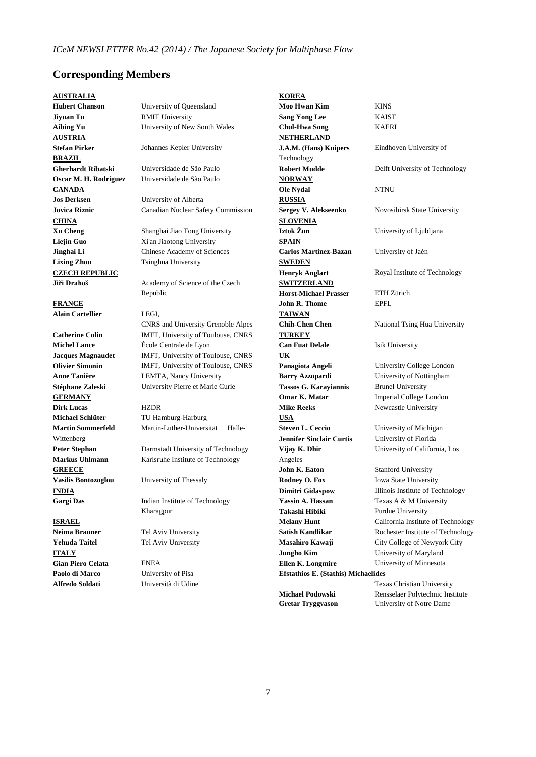## Corresponding Members

**AUSTRALIA**

**Hubert Chanson** University of Queensland
**Jiyuan Tu** RMIT University
**Aibing Yu** University of New South Wales

**AUSTRIA**

**Stefan Pirker** Johannes Kepler University

**BRAZIL**

**Gherhardt Ribatski** Universidade de São Paulo
**Oscar M. H. Rodriguez** Universidade de São Paulo

**CANADA**

**Jos Derksen** University of Alberta
**Jovica Riznic** Canadian Nuclear Safety Commission

**CHINA**

**Xu Cheng** Shanghai Jiao Tong University
**Liejin Guo** Xi'an Jiaotong University
**Jinghai Li** Chinese Academy of Sciences
**Lixing Zhou** Tsinghua University

**CZECH REPUBLIC**

**Jiři Drahoš** Academy of Science of the Czech Republic

**FRANCE**

**Alain Cartellier** LEGI, CNRS and University Grenoble Alpes
**Catherine Colin** IMFT, University of Toulouse, CNRS
**Michel Lance** École Centrale de Lyon
**Jacques Magnaudet** IMFT, University of Toulouse, CNRS
**Olivier Simonin** IMFT, University of Toulouse, CNRS
**Anne Tanière** LEMTA, Nancy University
**Stéphane Zaleski** University Pierre et Marie Curie

**GERMANY**

**Dirk Lucas** HZDR
**Michael Schlüter** TU Hamburg-Harburg
**Martin Sommerfeld** Martin-Luther-Universität Halle-Wittenberg
**Peter Stephan** Darmstadt University of Technology
**Markus Uhlmann** Karlsruhe Institute of Technology

**GREECE**

**Vasilis Bontozoglou** University of Thessaly

**INDIA**

**Gargi Das** Indian Institute of Technology Kharagpur

**ISRAEL**

**Neima Brauner** Tel Aviv University
**Yehuda Taitel** Tel Aviv University

**ITALY**

**Gian Piero Celata** ENEA
**Paolo di Marco** University of Pisa
**Alfredo Soldati** Università di Udine

**KOREA**

**Moo Hwan Kim** KINS
**Sang Yong Lee** KAIST
**Chul-Hwa Song** KAERI

**NETHERLAND**

**J.A.M. (Hans) Kuipers** Eindhoven University of Technology
**Robert Mudde** Delft University of Technology

**NORWAY**

**Ole Nydal** NTNU

**RUSSIA**

**Sergey V. Alekseenko** Novosibirsk State University

**SLOVENIA**

**Iztok Žun** University of Ljubljana

**SPAIN**

**Carlos Martinez-Bazan** University of Jaén

**SWEDEN**

**Henryk Anglart** Royal Institute of Technology

**SWITZERLAND**

**Horst-Michael Prasser** ETH Zürich
**John R. Thome** EPFL

**TAIWAN**

**Chih-Chen Chen** National Tsing Hua University

**TURKEY**

**Can Fuat Delale** Isik University

**UK**

**Panagiota Angeli** University College London
**Barry Azzopardi** University of Nottingham
**Tassos G. Karayiannis** Brunel University
**Omar K. Matar** Imperial College London
**Mike Reeks** Newcastle University

**USA**

**Steven L. Ceccio** University of Michigan
**Jennifer Sinclair Curtis** University of Florida
**Vijay K. Dhir** University of California, Los Angeles
**John K. Eaton** Stanford University
**Rodney O. Fox** Iowa State University
**Dimitri Gidaspow** Illinois Institute of Technology
**Yassin A. Hassan** Texas A & M University
**Takashi Hibiki** Purdue University
**Melany Hunt** California Institute of Technology
**Satish Kandlikar** Rochester Institute of Technology
**Masahiro Kawaji** City College of Newyork City
**Jungho Kim** University of Maryland
**Ellen K. Longmire** University of Minnesota
**Efstathios E. (Stathis) Michaelides** Texas Christian University
**Michael Podowski** Rensselaer Polytechnic Institute
**Gretar Tryggvason** University of Notre Dame